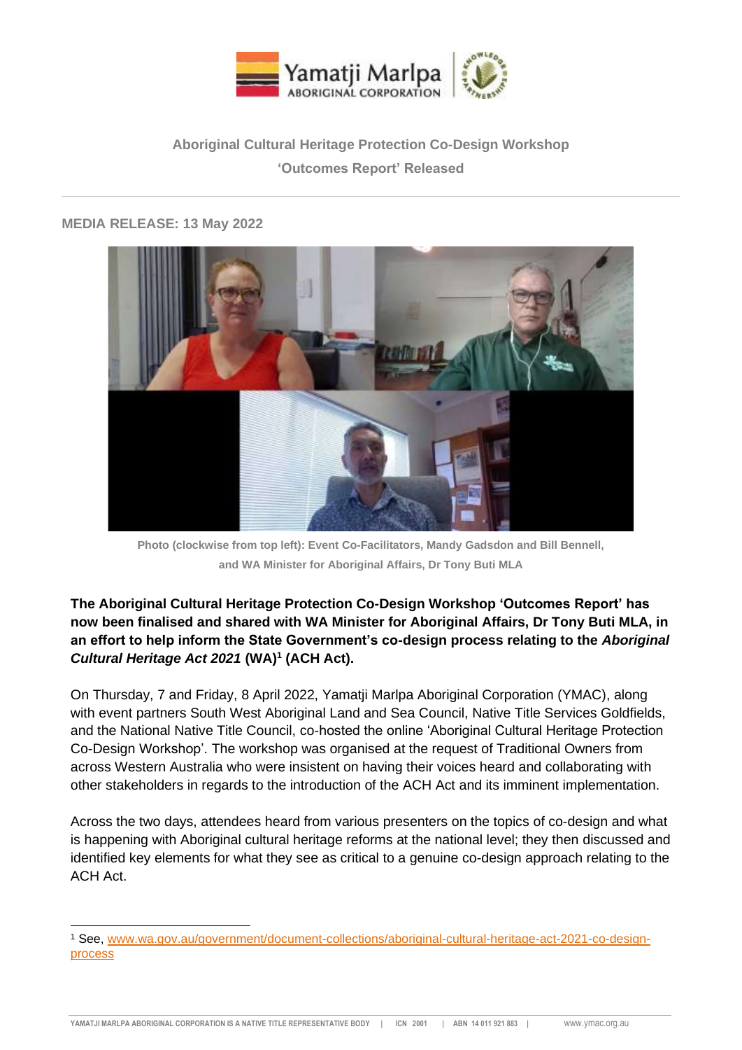# Aboriginal Cultural Heritage Protection Co-Design Workshop 'Outcomes Report' Released

**MEDIA RELEASE: 13 May 2022**

Photo (clockwise from top left): Event Co-Facilitators, Mandy Gadsdon and Bill Bennell, and WA Minister for Aboriginal Affairs, Dr Tony Buti MLA

**The Aboriginal Cultural Heritage Protection Co-Design Workshop 'Outcomes Report' has now been finalised and shared with WA Minister for Aboriginal Affairs, Dr Tony Buti MLA, in an effort to help inform the State Government's co-design process relating to the *Aboriginal Cultural Heritage Act 2021* (WA)[1] (ACH Act).**

On Thursday, 7 and Friday, 8 April 2022, Yamatji Marlpa Aboriginal Corporation (YMAC), along with event partners South West Aboriginal Land and Sea Council, Native Title Services Goldfields, and the National Native Title Council, co-hosted the online 'Aboriginal Cultural Heritage Protection Co-Design Workshop'. The workshop was organised at the request of Traditional Owners from across Western Australia who were insistent on having their voices heard and collaborating with other stakeholders in regards to the introduction of the ACH Act and its imminent implementation.

Across the two days, attendees heard from various presenters on the topics of co-design and what is happening with Aboriginal cultural heritage reforms at the national level; they then discussed and identified key elements for what they see as critical to a genuine co-design approach relating to the ACH Act.

[1] See, www.wa.gov.au/government/document-collections/aboriginal-cultural-heritage-act-2021-co-design-process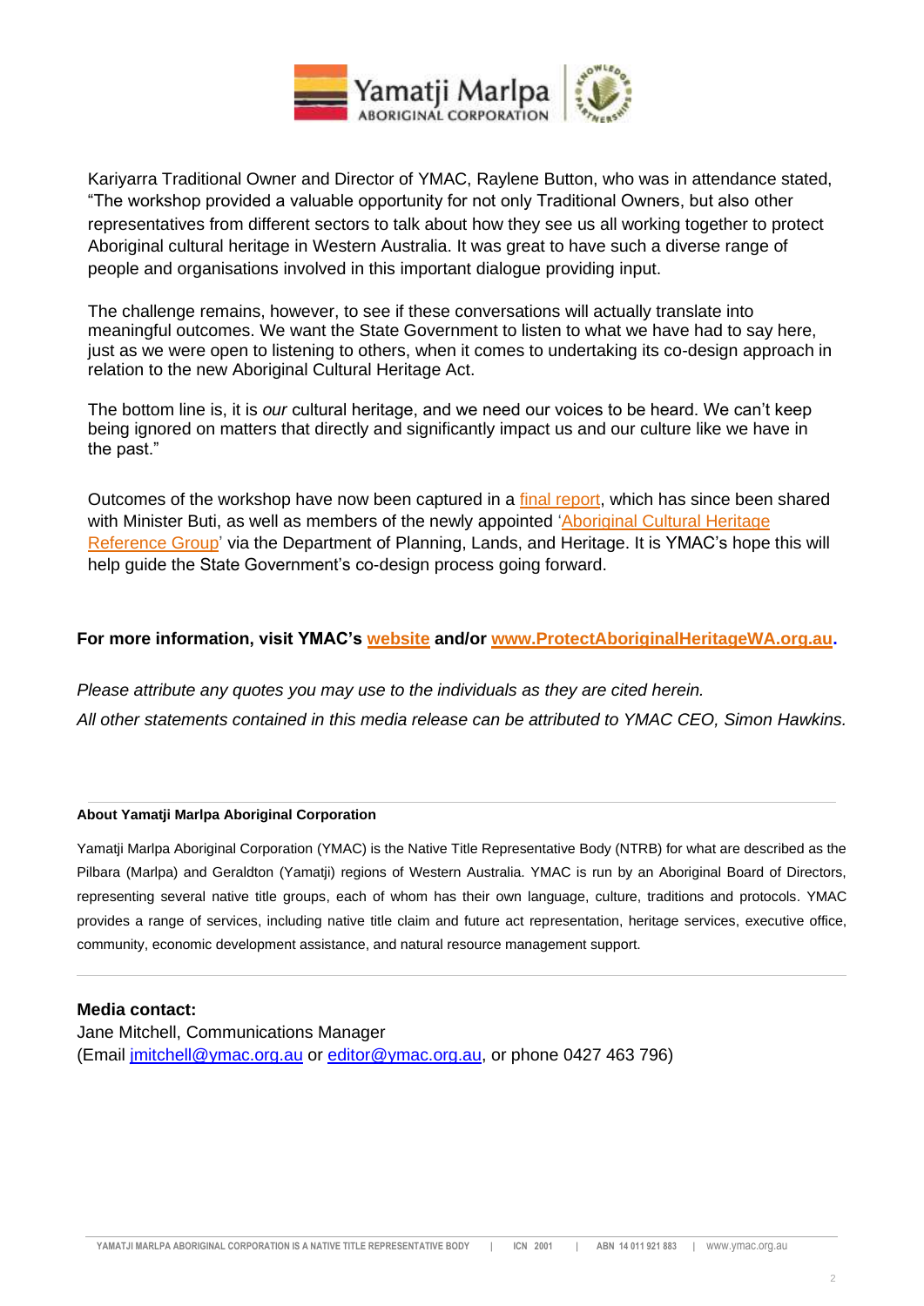Kariyarra Traditional Owner and Director of YMAC, Raylene Button, who was in attendance stated, "The workshop provided a valuable opportunity for not only Traditional Owners, but also other representatives from different sectors to talk about how they see us all working together to protect Aboriginal cultural heritage in Western Australia. It was great to have such a diverse range of people and organisations involved in this important dialogue providing input.

The challenge remains, however, to see if these conversations will actually translate into meaningful outcomes. We want the State Government to listen to what we have had to say here, just as we were open to listening to others, when it comes to undertaking its co-design approach in relation to the new Aboriginal Cultural Heritage Act.

The bottom line is, it is *our* cultural heritage, and we need our voices to be heard. We can't keep being ignored on matters that directly and significantly impact us and our culture like we have in the past."

Outcomes of the workshop have now been captured in a final report, which has since been shared with Minister Buti, as well as members of the newly appointed 'Aboriginal Cultural Heritage Reference Group' via the Department of Planning, Lands, and Heritage. It is YMAC's hope this will help guide the State Government's co-design process going forward.

**For more information, visit YMAC's website and/or www.ProtectAboriginalHeritageWA.org.au.**

*Please attribute any quotes you may use to the individuals as they are cited herein.*

*All other statements contained in this media release can be attributed to YMAC CEO, Simon Hawkins.*

---

**About Yamatji Marlpa Aboriginal Corporation**

Yamatji Marlpa Aboriginal Corporation (YMAC) is the Native Title Representative Body (NTRB) for what are described as the Pilbara (Marlpa) and Geraldton (Yamatji) regions of Western Australia. YMAC is run by an Aboriginal Board of Directors, representing several native title groups, each of whom has their own language, culture, traditions and protocols. YMAC provides a range of services, including native title claim and future act representation, heritage services, executive office, community, economic development assistance, and natural resource management support.

---

**Media contact:**

Jane Mitchell, Communications Manager

(Email jmitchell@ymac.org.au or editor@ymac.org.au, or phone 0427 463 796)